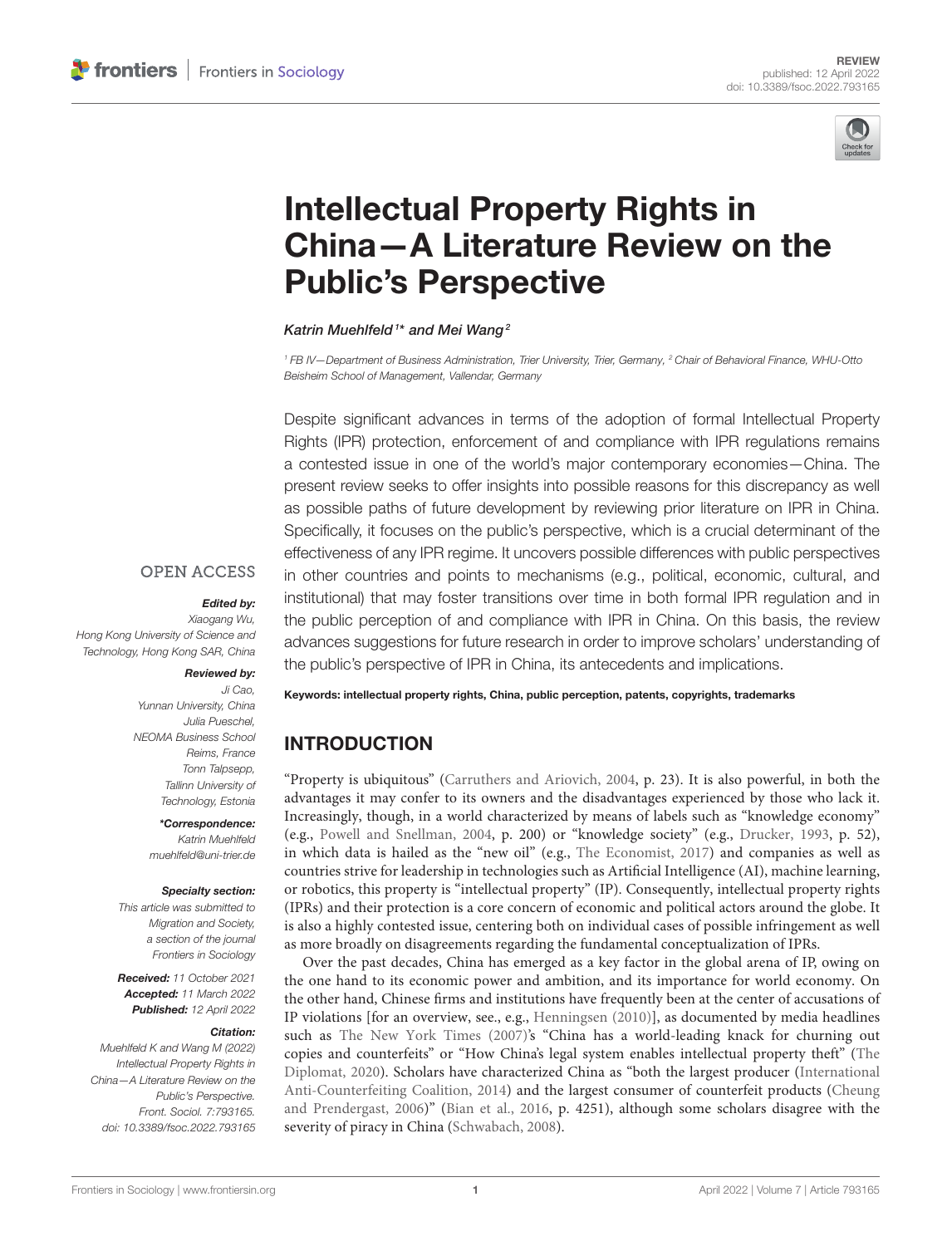REVIEW
published: 12 April 2022
doi: 10.3389/fsoc.2022.793165

# Intellectual Property Rights in China—A Literature Review on the Public's Perspective

*Katrin Muehlfeld*[1]* *and Mei Wang*[2]

[1] FB IV—Department of Business Administration, Trier University, Trier, Germany, [2] Chair of Behavioral Finance, WHU-Otto Beisheim School of Management, Vallendar, Germany

Despite significant advances in terms of the adoption of formal Intellectual Property Rights (IPR) protection, enforcement of and compliance with IPR regulations remains a contested issue in one of the world's major contemporary economies—China. The present review seeks to offer insights into possible reasons for this discrepancy as well as possible paths of future development by reviewing prior literature on IPR in China. Specifically, it focuses on the public's perspective, which is a crucial determinant of the effectiveness of any IPR regime. It uncovers possible differences with public perspectives in other countries and points to mechanisms (e.g., political, economic, cultural, and institutional) that may foster transitions over time in both formal IPR regulation and in the public perception of and compliance with IPR in China. On this basis, the review advances suggestions for future research in order to improve scholars' understanding of the public's perspective of IPR in China, its antecedents and implications.

**Keywords: intellectual property rights, China, public perception, patents, copyrights, trademarks**

OPEN ACCESS

***Edited by:***
*Xiaogang Wu,*
*Hong Kong University of Science and Technology, Hong Kong SAR, China*

***Reviewed by:***
*Ji Cao,*
*Yunnan University, China*
*Julia Pueschel,*
*NEOMA Business School Reims, France*
*Tonn Talpsepp,*
*Tallinn University of Technology, Estonia*

***\*Correspondence:***
*Katrin Muehlfeld*
*muehlfeld@uni-trier.de*

***Specialty section:***
*This article was submitted to Migration and Society, a section of the journal Frontiers in Sociology*

***Received:*** *11 October 2021*
***Accepted:*** *11 March 2022*
***Published:*** *12 April 2022*

***Citation:***
*Muehlfeld K and Wang M (2022) Intellectual Property Rights in China—A Literature Review on the Public's Perspective. Front. Sociol. 7:793165. doi: 10.3389/fsoc.2022.793165*

## INTRODUCTION

"Property is ubiquitous" (Carruthers and Ariovich, 2004, p. 23). It is also powerful, in both the advantages it may confer to its owners and the disadvantages experienced by those who lack it. Increasingly, though, in a world characterized by means of labels such as "knowledge economy" (e.g., Powell and Snellman, 2004, p. 200) or "knowledge society" (e.g., Drucker, 1993, p. 52), in which data is hailed as the "new oil" (e.g., The Economist, 2017) and companies as well as countries strive for leadership in technologies such as Artificial Intelligence (AI), machine learning, or robotics, this property is "intellectual property" (IP). Consequently, intellectual property rights (IPRs) and their protection is a core concern of economic and political actors around the globe. It is also a highly contested issue, centering both on individual cases of possible infringement as well as more broadly on disagreements regarding the fundamental conceptualization of IPRs.

Over the past decades, China has emerged as a key factor in the global arena of IP, owing on the one hand to its economic power and ambition, and its importance for world economy. On the other hand, Chinese firms and institutions have frequently been at the center of accusations of IP violations [for an overview, see., e.g., Henningsen (2010)], as documented by media headlines such as The New York Times (2007)'s "China has a world-leading knack for churning out copies and counterfeits" or "How China's legal system enables intellectual property theft" (The Diplomat, 2020). Scholars have characterized China as "both the largest producer (International Anti-Counterfeiting Coalition, 2014) and the largest consumer of counterfeit products (Cheung and Prendergast, 2006)" (Bian et al., 2016, p. 4251), although some scholars disagree with the severity of piracy in China (Schwabach, 2008).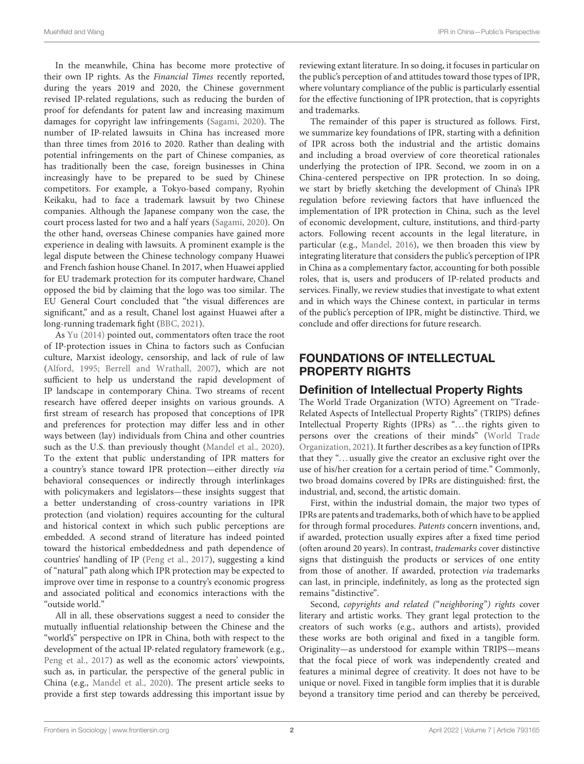In the meanwhile, China has become more protective of their own IP rights. As the *Financial Times* recently reported, during the years 2019 and 2020, the Chinese government revised IP-related regulations, such as reducing the burden of proof for defendants for patent law and increasing maximum damages for copyright law infringements (Sagami, 2020). The number of IP-related lawsuits in China has increased more than three times from 2016 to 2020. Rather than dealing with potential infringements on the part of Chinese companies, as has traditionally been the case, foreign businesses in China increasingly have to be prepared to be sued by Chinese competitors. For example, a Tokyo-based company, Ryohin Keikaku, had to face a trademark lawsuit by two Chinese companies. Although the Japanese company won the case, the court process lasted for two and a half years (Sagami, 2020). On the other hand, overseas Chinese companies have gained more experience in dealing with lawsuits. A prominent example is the legal dispute between the Chinese technology company Huawei and French fashion house Chanel. In 2017, when Huawei applied for EU trademark protection for its computer hardware, Chanel opposed the bid by claiming that the logo was too similar. The EU General Court concluded that "the visual differences are significant," and as a result, Chanel lost against Huawei after a long-running trademark fight (BBC, 2021).

As Yu (2014) pointed out, commentators often trace the root of IP-protection issues in China to factors such as Confucian culture, Marxist ideology, censorship, and lack of rule of law (Alford, 1995; Berrell and Wrathall, 2007), which are not sufficient to help us understand the rapid development of IP landscape in contemporary China. Two streams of recent research have offered deeper insights on various grounds. A first stream of research has proposed that conceptions of IPR and preferences for protection may differ less and in other ways between (lay) individuals from China and other countries such as the U.S. than previously thought (Mandel et al., 2020). To the extent that public understanding of IPR matters for a country's stance toward IPR protection—either directly *via* behavioral consequences or indirectly through interlinkages with policymakers and legislators—these insights suggest that a better understanding of cross-country variations in IPR protection (and violation) requires accounting for the cultural and historical context in which such public perceptions are embedded. A second strand of literature has indeed pointed toward the historical embeddedness and path dependence of countries' handling of IP (Peng et al., 2017), suggesting a kind of "natural" path along which IPR protection may be expected to improve over time in response to a country's economic progress and associated political and economics interactions with the "outside world."

All in all, these observations suggest a need to consider the mutually influential relationship between the Chinese and the "world's" perspective on IPR in China, both with respect to the development of the actual IP-related regulatory framework (e.g., Peng et al., 2017) as well as the economic actors' viewpoints, such as, in particular, the perspective of the general public in China (e.g., Mandel et al., 2020). The present article seeks to provide a first step towards addressing this important issue by reviewing extant literature. In so doing, it focuses in particular on the public's perception of and attitudes toward those types of IPR, where voluntary compliance of the public is particularly essential for the effective functioning of IPR protection, that is copyrights and trademarks.

The remainder of this paper is structured as follows. First, we summarize key foundations of IPR, starting with a definition of IPR across both the industrial and the artistic domains and including a broad overview of core theoretical rationales underlying the protection of IPR. Second, we zoom in on a China-centered perspective on IPR protection. In so doing, we start by briefly sketching the development of China's IPR regulation before reviewing factors that have influenced the implementation of IPR protection in China, such as the level of economic development, culture, institutions, and third-party actors. Following recent accounts in the legal literature, in particular (e.g., Mandel, 2016), we then broaden this view by integrating literature that considers the public's perception of IPR in China as a complementary factor, accounting for both possible roles, that is, users and producers of IP-related products and services. Finally, we review studies that investigate to what extent and in which ways the Chinese context, in particular in terms of the public's perception of IPR, might be distinctive. Third, we conclude and offer directions for future research.

## FOUNDATIONS OF INTELLECTUAL PROPERTY RIGHTS

### Definition of Intellectual Property Rights

The World Trade Organization (WTO) Agreement on "Trade-Related Aspects of Intellectual Property Rights" (TRIPS) defines Intellectual Property Rights (IPRs) as "...the rights given to persons over the creations of their minds" (World Trade Organization, 2021). It further describes as a key function of IPRs that they "...usually give the creator an exclusive right over the use of his/her creation for a certain period of time." Commonly, two broad domains covered by IPRs are distinguished: first, the industrial, and, second, the artistic domain.

First, within the industrial domain, the major two types of IPRs are patents and trademarks, both of which have to be applied for through formal procedures. *Patents* concern inventions, and, if awarded, protection usually expires after a fixed time period (often around 20 years). In contrast, *trademarks* cover distinctive signs that distinguish the products or services of one entity from those of another. If awarded, protection *via* trademarks can last, in principle, indefinitely, as long as the protected sign remains "distinctive".

Second, *copyrights and related ("neighboring") rights* cover literary and artistic works. They grant legal protection to the creators of such works (e.g., authors and artists), provided these works are both original and fixed in a tangible form. Originality—as understood for example within TRIPS—means that the focal piece of work was independently created and features a minimal degree of creativity. It does not have to be unique or novel. Fixed in tangible form implies that it is durable beyond a transitory time period and can thereby be perceived,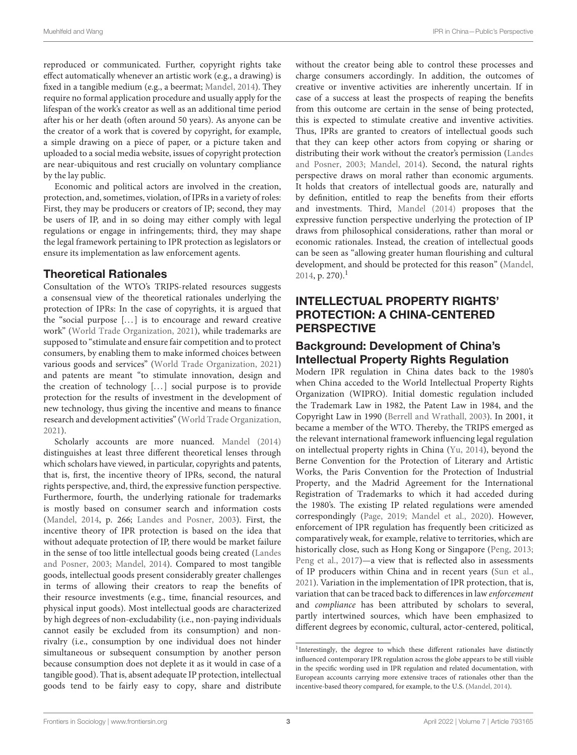reproduced or communicated. Further, copyright rights take effect automatically whenever an artistic work (e.g., a drawing) is fixed in a tangible medium (e.g., a beermat; Mandel, 2014). They require no formal application procedure and usually apply for the lifespan of the work's creator as well as an additional time period after his or her death (often around 50 years). As anyone can be the creator of a work that is covered by copyright, for example, a simple drawing on a piece of paper, or a picture taken and uploaded to a social media website, issues of copyright protection are near-ubiquitous and rest crucially on voluntary compliance by the lay public.

Economic and political actors are involved in the creation, protection, and, sometimes, violation, of IPRs in a variety of roles: First, they may be producers or creators of IP; second, they may be users of IP, and in so doing may either comply with legal regulations or engage in infringements; third, they may shape the legal framework pertaining to IPR protection as legislators or ensure its implementation as law enforcement agents.

### Theoretical Rationales

Consultation of the WTO's TRIPS-related resources suggests a consensual view of the theoretical rationales underlying the protection of IPRs: In the case of copyrights, it is argued that the "social purpose [...] is to encourage and reward creative work" (World Trade Organization, 2021), while trademarks are supposed to "stimulate and ensure fair competition and to protect consumers, by enabling them to make informed choices between various goods and services" (World Trade Organization, 2021) and patents are meant "to stimulate innovation, design and the creation of technology [...] social purpose is to provide protection for the results of investment in the development of new technology, thus giving the incentive and means to finance research and development activities" (World Trade Organization, 2021).

Scholarly accounts are more nuanced. Mandel (2014) distinguishes at least three different theoretical lenses through which scholars have viewed, in particular, copyrights and patents, that is, first, the incentive theory of IPRs, second, the natural rights perspective, and, third, the expressive function perspective. Furthermore, fourth, the underlying rationale for trademarks is mostly based on consumer search and information costs (Mandel, 2014, p. 266; Landes and Posner, 2003). First, the incentive theory of IPR protection is based on the idea that without adequate protection of IP, there would be market failure in the sense of too little intellectual goods being created (Landes and Posner, 2003; Mandel, 2014). Compared to most tangible goods, intellectual goods present considerably greater challenges in terms of allowing their creators to reap the benefits of their resource investments (e.g., time, financial resources, and physical input goods). Most intellectual goods are characterized by high degrees of non-excludability (i.e., non-paying individuals cannot easily be excluded from its consumption) and non-rivalry (i.e., consumption by one individual does not hinder simultaneous or subsequent consumption by another person because consumption does not deplete it as it would in case of a tangible good). That is, absent adequate IP protection, intellectual goods tend to be fairly easy to copy, share and distribute without the creator being able to control these processes and charge consumers accordingly. In addition, the outcomes of creative or inventive activities are inherently uncertain. If in case of a success at least the prospects of reaping the benefits from this outcome are certain in the sense of being protected, this is expected to stimulate creative and inventive activities. Thus, IPRs are granted to creators of intellectual goods such that they can keep other actors from copying or sharing or distributing their work without the creator's permission (Landes and Posner, 2003; Mandel, 2014). Second, the natural rights perspective draws on moral rather than economic arguments. It holds that creators of intellectual goods are, naturally and by definition, entitled to reap the benefits from their efforts and investments. Third, Mandel (2014) proposes that the expressive function perspective underlying the protection of IP draws from philosophical considerations, rather than moral or economic rationales. Instead, the creation of intellectual goods can be seen as "allowing greater human flourishing and cultural development, and should be protected for this reason" (Mandel, 2014, p. 270).[1]

## INTELLECTUAL PROPERTY RIGHTS' PROTECTION: A CHINA-CENTERED PERSPECTIVE

### Background: Development of China's Intellectual Property Rights Regulation

Modern IPR regulation in China dates back to the 1980's when China acceded to the World Intellectual Property Rights Organization (WIPRO). Initial domestic regulation included the Trademark Law in 1982, the Patent Law in 1984, and the Copyright Law in 1990 (Berrell and Wrathall, 2003). In 2001, it became a member of the WTO. Thereby, the TRIPS emerged as the relevant international framework influencing legal regulation on intellectual property rights in China (Yu, 2014), beyond the Berne Convention for the Protection of Literary and Artistic Works, the Paris Convention for the Protection of Industrial Property, and the Madrid Agreement for the International Registration of Trademarks to which it had acceded during the 1980's. The existing IP related regulations were amended correspondingly (Page, 2019; Mandel et al., 2020). However, enforcement of IPR regulation has frequently been criticized as comparatively weak, for example, relative to territories, which are historically close, such as Hong Kong or Singapore (Peng, 2013; Peng et al., 2017)—a view that is reflected also in assessments of IP producers within China and in recent years (Sun et al., 2021). Variation in the implementation of IPR protection, that is, variation that can be traced back to differences in law *enforcement* and *compliance* has been attributed by scholars to several, partly intertwined sources, which have been emphasized to different degrees by economic, cultural, actor-centered, political,

[1] Interestingly, the degree to which these different rationales have distinctly influenced contemporary IPR regulation across the globe appears to be still visible in the specific wording used in IPR regulation and related documentation, with European accounts carrying more extensive traces of rationales other than the incentive-based theory compared, for example, to the U.S. (Mandel, 2014).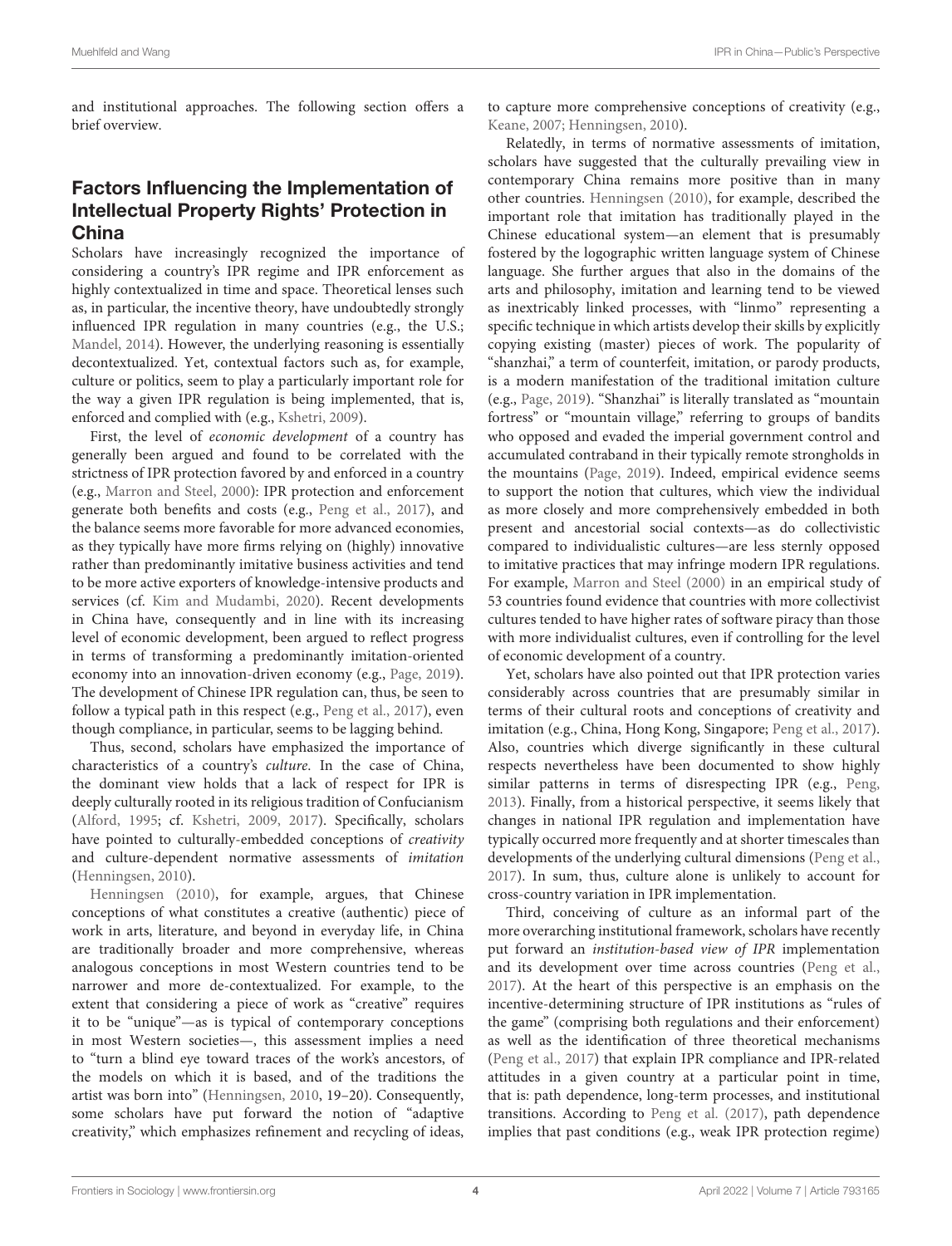and institutional approaches. The following section offers a brief overview.

## Factors Influencing the Implementation of Intellectual Property Rights' Protection in China

Scholars have increasingly recognized the importance of considering a country's IPR regime and IPR enforcement as highly contextualized in time and space. Theoretical lenses such as, in particular, the incentive theory, have undoubtedly strongly influenced IPR regulation in many countries (e.g., the U.S.; Mandel, 2014). However, the underlying reasoning is essentially decontextualized. Yet, contextual factors such as, for example, culture or politics, seem to play a particularly important role for the way a given IPR regulation is being implemented, that is, enforced and complied with (e.g., Kshetri, 2009).

First, the level of *economic development* of a country has generally been argued and found to be correlated with the strictness of IPR protection favored by and enforced in a country (e.g., Marron and Steel, 2000): IPR protection and enforcement generate both benefits and costs (e.g., Peng et al., 2017), and the balance seems more favorable for more advanced economies, as they typically have more firms relying on (highly) innovative rather than predominantly imitative business activities and tend to be more active exporters of knowledge-intensive products and services (cf. Kim and Mudambi, 2020). Recent developments in China have, consequently and in line with its increasing level of economic development, been argued to reflect progress in terms of transforming a predominantly imitation-oriented economy into an innovation-driven economy (e.g., Page, 2019). The development of Chinese IPR regulation can, thus, be seen to follow a typical path in this respect (e.g., Peng et al., 2017), even though compliance, in particular, seems to be lagging behind.

Thus, second, scholars have emphasized the importance of characteristics of a country's *culture*. In the case of China, the dominant view holds that a lack of respect for IPR is deeply culturally rooted in its religious tradition of Confucianism (Alford, 1995; cf. Kshetri, 2009, 2017). Specifically, scholars have pointed to culturally-embedded conceptions of *creativity* and culture-dependent normative assessments of *imitation* (Henningsen, 2010).

Henningsen (2010), for example, argues, that Chinese conceptions of what constitutes a creative (authentic) piece of work in arts, literature, and beyond in everyday life, in China are traditionally broader and more comprehensive, whereas analogous conceptions in most Western countries tend to be narrower and more de-contextualized. For example, to the extent that considering a piece of work as "creative" requires it to be "unique"—as is typical of contemporary conceptions in most Western societies—, this assessment implies a need to "turn a blind eye toward traces of the work's ancestors, of the models on which it is based, and of the traditions the artist was born into" (Henningsen, 2010, 19–20). Consequently, some scholars have put forward the notion of "adaptive creativity," which emphasizes refinement and recycling of ideas, to capture more comprehensive conceptions of creativity (e.g., Keane, 2007; Henningsen, 2010).

Relatedly, in terms of normative assessments of imitation, scholars have suggested that the culturally prevailing view in contemporary China remains more positive than in many other countries. Henningsen (2010), for example, described the important role that imitation has traditionally played in the Chinese educational system—an element that is presumably fostered by the logographic written language system of Chinese language. She further argues that also in the domains of the arts and philosophy, imitation and learning tend to be viewed as inextricably linked processes, with "linmo" representing a specific technique in which artists develop their skills by explicitly copying existing (master) pieces of work. The popularity of "shanzhai," a term of counterfeit, imitation, or parody products, is a modern manifestation of the traditional imitation culture (e.g., Page, 2019). "Shanzhai" is literally translated as "mountain fortress" or "mountain village," referring to groups of bandits who opposed and evaded the imperial government control and accumulated contraband in their typically remote strongholds in the mountains (Page, 2019). Indeed, empirical evidence seems to support the notion that cultures, which view the individual as more closely and more comprehensively embedded in both present and ancestorial social contexts—as do collectivistic compared to individualistic cultures—are less sternly opposed to imitative practices that may infringe modern IPR regulations. For example, Marron and Steel (2000) in an empirical study of 53 countries found evidence that countries with more collectivist cultures tended to have higher rates of software piracy than those with more individualist cultures, even if controlling for the level of economic development of a country.

Yet, scholars have also pointed out that IPR protection varies considerably across countries that are presumably similar in terms of their cultural roots and conceptions of creativity and imitation (e.g., China, Hong Kong, Singapore; Peng et al., 2017). Also, countries which diverge significantly in these cultural respects nevertheless have been documented to show highly similar patterns in terms of disrespecting IPR (e.g., Peng, 2013). Finally, from a historical perspective, it seems likely that changes in national IPR regulation and implementation have typically occurred more frequently and at shorter timescales than developments of the underlying cultural dimensions (Peng et al., 2017). In sum, thus, culture alone is unlikely to account for cross-country variation in IPR implementation.

Third, conceiving of culture as an informal part of the more overarching institutional framework, scholars have recently put forward an *institution-based view of IPR* implementation and its development over time across countries (Peng et al., 2017). At the heart of this perspective is an emphasis on the incentive-determining structure of IPR institutions as "rules of the game" (comprising both regulations and their enforcement) as well as the identification of three theoretical mechanisms (Peng et al., 2017) that explain IPR compliance and IPR-related attitudes in a given country at a particular point in time, that is: path dependence, long-term processes, and institutional transitions. According to Peng et al. (2017), path dependence implies that past conditions (e.g., weak IPR protection regime)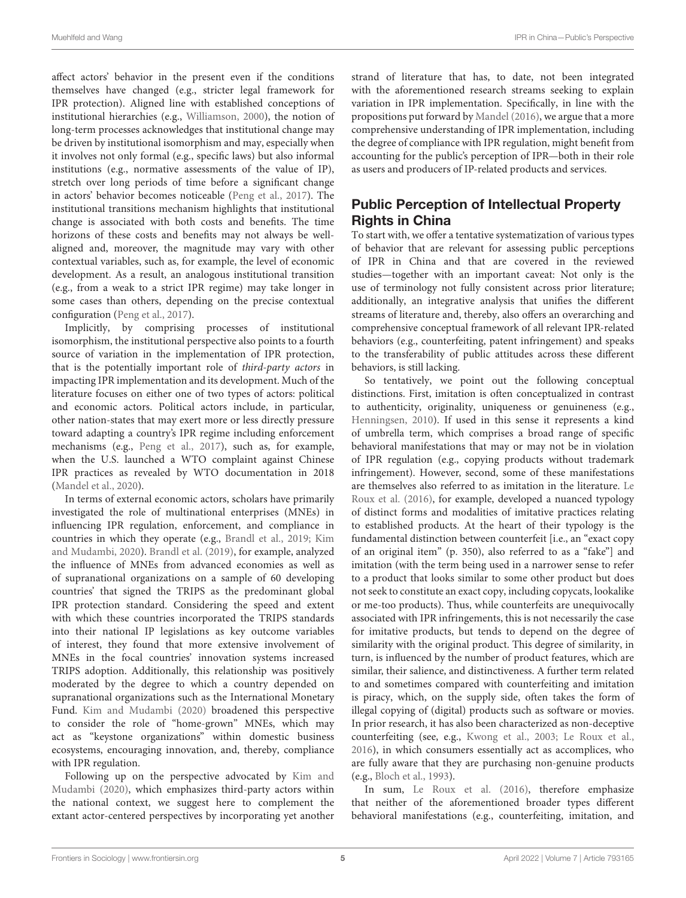affect actors' behavior in the present even if the conditions themselves have changed (e.g., stricter legal framework for IPR protection). Aligned line with established conceptions of institutional hierarchies (e.g., Williamson, 2000), the notion of long-term processes acknowledges that institutional change may be driven by institutional isomorphism and may, especially when it involves not only formal (e.g., specific laws) but also informal institutions (e.g., normative assessments of the value of IP), stretch over long periods of time before a significant change in actors' behavior becomes noticeable (Peng et al., 2017). The institutional transitions mechanism highlights that institutional change is associated with both costs and benefits. The time horizons of these costs and benefits may not always be well-aligned and, moreover, the magnitude may vary with other contextual variables, such as, for example, the level of economic development. As a result, an analogous institutional transition (e.g., from a weak to a strict IPR regime) may take longer in some cases than others, depending on the precise contextual configuration (Peng et al., 2017).

Implicitly, by comprising processes of institutional isomorphism, the institutional perspective also points to a fourth source of variation in the implementation of IPR protection, that is the potentially important role of *third-party actors* in impacting IPR implementation and its development. Much of the literature focuses on either one of two types of actors: political and economic actors. Political actors include, in particular, other nation-states that may exert more or less directly pressure toward adapting a country's IPR regime including enforcement mechanisms (e.g., Peng et al., 2017), such as, for example, when the U.S. launched a WTO complaint against Chinese IPR practices as revealed by WTO documentation in 2018 (Mandel et al., 2020).

In terms of external economic actors, scholars have primarily investigated the role of multinational enterprises (MNEs) in influencing IPR regulation, enforcement, and compliance in countries in which they operate (e.g., Brandl et al., 2019; Kim and Mudambi, 2020). Brandl et al. (2019), for example, analyzed the influence of MNEs from advanced economies as well as of supranational organizations on a sample of 60 developing countries' that signed the TRIPS as the predominant global IPR protection standard. Considering the speed and extent with which these countries incorporated the TRIPS standards into their national IP legislations as key outcome variables of interest, they found that more extensive involvement of MNEs in the focal countries' innovation systems increased TRIPS adoption. Additionally, this relationship was positively moderated by the degree to which a country depended on supranational organizations such as the International Monetary Fund. Kim and Mudambi (2020) broadened this perspective to consider the role of "home-grown" MNEs, which may act as "keystone organizations" within domestic business ecosystems, encouraging innovation, and, thereby, compliance with IPR regulation.

Following up on the perspective advocated by Kim and Mudambi (2020), which emphasizes third-party actors within the national context, we suggest here to complement the extant actor-centered perspectives by incorporating yet another strand of literature that has, to date, not been integrated with the aforementioned research streams seeking to explain variation in IPR implementation. Specifically, in line with the propositions put forward by Mandel (2016), we argue that a more comprehensive understanding of IPR implementation, including the degree of compliance with IPR regulation, might benefit from accounting for the public's perception of IPR—both in their role as users and producers of IP-related products and services.

## Public Perception of Intellectual Property Rights in China

To start with, we offer a tentative systematization of various types of behavior that are relevant for assessing public perceptions of IPR in China and that are covered in the reviewed studies—together with an important caveat: Not only is the use of terminology not fully consistent across prior literature; additionally, an integrative analysis that unifies the different streams of literature and, thereby, also offers an overarching and comprehensive conceptual framework of all relevant IPR-related behaviors (e.g., counterfeiting, patent infringement) and speaks to the transferability of public attitudes across these different behaviors, is still lacking.

So tentatively, we point out the following conceptual distinctions. First, imitation is often conceptualized in contrast to authenticity, originality, uniqueness or genuineness (e.g., Henningsen, 2010). If used in this sense it represents a kind of umbrella term, which comprises a broad range of specific behavioral manifestations that may or may not be in violation of IPR regulation (e.g., copying products without trademark infringement). However, second, some of these manifestations are themselves also referred to as imitation in the literature. Le Roux et al. (2016), for example, developed a nuanced typology of distinct forms and modalities of imitative practices relating to established products. At the heart of their typology is the fundamental distinction between counterfeit [i.e., an "exact copy of an original item" (p. 350), also referred to as a "fake"] and imitation (with the term being used in a narrower sense to refer to a product that looks similar to some other product but does not seek to constitute an exact copy, including copycats, lookalike or me-too products). Thus, while counterfeits are unequivocally associated with IPR infringements, this is not necessarily the case for imitative products, but tends to depend on the degree of similarity with the original product. This degree of similarity, in turn, is influenced by the number of product features, which are similar, their salience, and distinctiveness. A further term related to and sometimes compared with counterfeiting and imitation is piracy, which, on the supply side, often takes the form of illegal copying of (digital) products such as software or movies. In prior research, it has also been characterized as non-deceptive counterfeiting (see, e.g., Kwong et al., 2003; Le Roux et al., 2016), in which consumers essentially act as accomplices, who are fully aware that they are purchasing non-genuine products (e.g., Bloch et al., 1993).

In sum, Le Roux et al. (2016), therefore emphasize that neither of the aforementioned broader types different behavioral manifestations (e.g., counterfeiting, imitation, and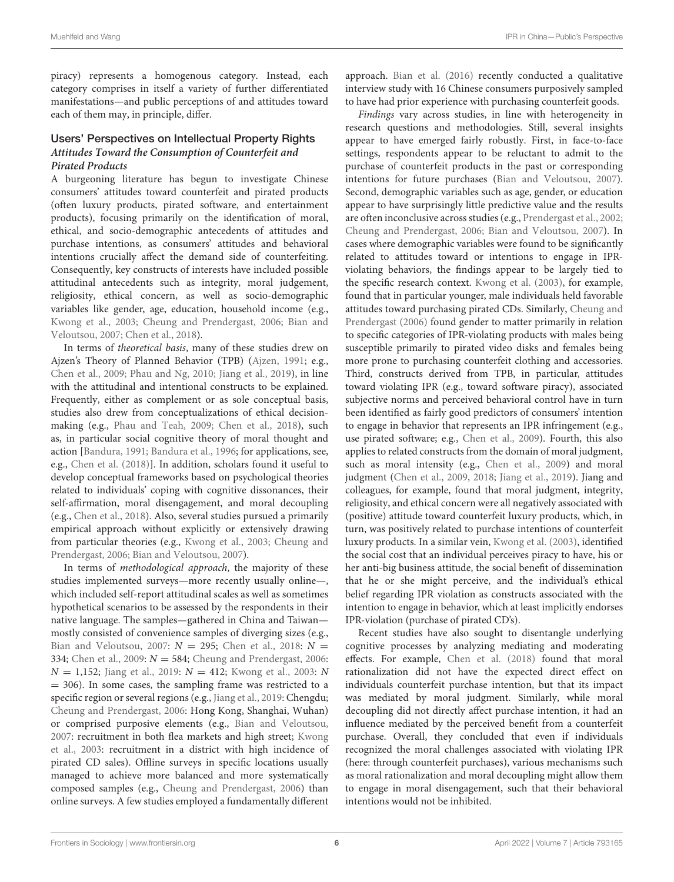piracy) represents a homogenous category. Instead, each category comprises in itself a variety of further differentiated manifestations—and public perceptions of and attitudes toward each of them may, in principle, differ.

## Users' Perspectives on Intellectual Property Rights

### *Attitudes Toward the Consumption of Counterfeit and Pirated Products*

A burgeoning literature has begun to investigate Chinese consumers' attitudes toward counterfeit and pirated products (often luxury products, pirated software, and entertainment products), focusing primarily on the identification of moral, ethical, and socio-demographic antecedents of attitudes and purchase intentions, as consumers' attitudes and behavioral intentions crucially affect the demand side of counterfeiting. Consequently, key constructs of interests have included possible attitudinal antecedents such as integrity, moral judgement, religiosity, ethical concern, as well as socio-demographic variables like gender, age, education, household income (e.g., Kwong et al., 2003; Cheung and Prendergast, 2006; Bian and Veloutsou, 2007; Chen et al., 2018).

In terms of *theoretical basis*, many of these studies drew on Ajzen's Theory of Planned Behavior (TPB) (Ajzen, 1991; e.g., Chen et al., 2009; Phau and Ng, 2010; Jiang et al., 2019), in line with the attitudinal and intentional constructs to be explained. Frequently, either as complement or as sole conceptual basis, studies also drew from conceptualizations of ethical decision-making (e.g., Phau and Teah, 2009; Chen et al., 2018), such as, in particular social cognitive theory of moral thought and action [Bandura, 1991; Bandura et al., 1996; for applications, see, e.g., Chen et al. (2018)]. In addition, scholars found it useful to develop conceptual frameworks based on psychological theories related to individuals' coping with cognitive dissonances, their self-affirmation, moral disengagement, and moral decoupling (e.g., Chen et al., 2018). Also, several studies pursued a primarily empirical approach without explicitly or extensively drawing from particular theories (e.g., Kwong et al., 2003; Cheung and Prendergast, 2006; Bian and Veloutsou, 2007).

In terms of *methodological approach*, the majority of these studies implemented surveys—more recently usually online—, which included self-report attitudinal scales as well as sometimes hypothetical scenarios to be assessed by the respondents in their native language. The samples—gathered in China and Taiwan—mostly consisted of convenience samples of diverging sizes (e.g., Bian and Veloutsou, 2007: $N = 295$; Chen et al., 2018: $N = 334$; Chen et al., 2009: $N = 584$; Cheung and Prendergast, 2006: $N = 1{,}152$; Jiang et al., 2019: $N = 412$; Kwong et al., 2003: $N = 306$). In some cases, the sampling frame was restricted to a specific region or several regions (e.g., Jiang et al., 2019: Chengdu; Cheung and Prendergast, 2006: Hong Kong, Shanghai, Wuhan) or comprised purposive elements (e.g., Bian and Veloutsou, 2007: recruitment in both flea markets and high street; Kwong et al., 2003: recruitment in a district with high incidence of pirated CD sales). Offline surveys in specific locations usually managed to achieve more balanced and more systematically composed samples (e.g., Cheung and Prendergast, 2006) than online surveys. A few studies employed a fundamentally different approach. Bian et al. (2016) recently conducted a qualitative interview study with 16 Chinese consumers purposively sampled to have had prior experience with purchasing counterfeit goods.

*Findings* vary across studies, in line with heterogeneity in research questions and methodologies. Still, several insights appear to have emerged fairly robustly. First, in face-to-face settings, respondents appear to be reluctant to admit to the purchase of counterfeit products in the past or corresponding intentions for future purchases (Bian and Veloutsou, 2007). Second, demographic variables such as age, gender, or education appear to have surprisingly little predictive value and the results are often inconclusive across studies (e.g., Prendergast et al., 2002; Cheung and Prendergast, 2006; Bian and Veloutsou, 2007). In cases where demographic variables were found to be significantly related to attitudes toward or intentions to engage in IPR-violating behaviors, the findings appear to be largely tied to the specific research context. Kwong et al. (2003), for example, found that in particular younger, male individuals held favorable attitudes toward purchasing pirated CDs. Similarly, Cheung and Prendergast (2006) found gender to matter primarily in relation to specific categories of IPR-violating products with males being susceptible primarily to pirated video disks and females being more prone to purchasing counterfeit clothing and accessories. Third, constructs derived from TPB, in particular, attitudes toward violating IPR (e.g., toward software piracy), associated subjective norms and perceived behavioral control have in turn been identified as fairly good predictors of consumers' intention to engage in behavior that represents an IPR infringement (e.g., use pirated software; e.g., Chen et al., 2009). Fourth, this also applies to related constructs from the domain of moral judgment, such as moral intensity (e.g., Chen et al., 2009) and moral judgment (Chen et al., 2009, 2018; Jiang et al., 2019). Jiang and colleagues, for example, found that moral judgment, integrity, religiosity, and ethical concern were all negatively associated with (positive) attitude toward counterfeit luxury products, which, in turn, was positively related to purchase intentions of counterfeit luxury products. In a similar vein, Kwong et al. (2003), identified the social cost that an individual perceives piracy to have, his or her anti-big business attitude, the social benefit of dissemination that he or she might perceive, and the individual's ethical belief regarding IPR violation as constructs associated with the intention to engage in behavior, which at least implicitly endorses IPR-violation (purchase of pirated CD's).

Recent studies have also sought to disentangle underlying cognitive processes by analyzing mediating and moderating effects. For example, Chen et al. (2018) found that moral rationalization did not have the expected direct effect on individuals counterfeit purchase intention, but that its impact was mediated by moral judgment. Similarly, while moral decoupling did not directly affect purchase intention, it had an influence mediated by the perceived benefit from a counterfeit purchase. Overall, they concluded that even if individuals recognized the moral challenges associated with violating IPR (here: through counterfeit purchases), various mechanisms such as moral rationalization and moral decoupling might allow them to engage in moral disengagement, such that their behavioral intentions would not be inhibited.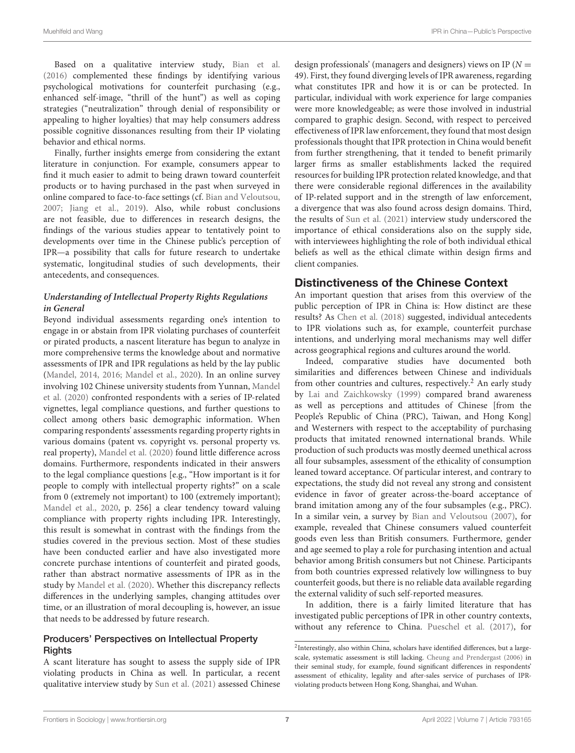Based on a qualitative interview study, Bian et al. (2016) complemented these findings by identifying various psychological motivations for counterfeit purchasing (e.g., enhanced self-image, "thrill of the hunt") as well as coping strategies ("neutralization" through denial of responsibility or appealing to higher loyalties) that may help consumers address possible cognitive dissonances resulting from their IP violating behavior and ethical norms.

Finally, further insights emerge from considering the extant literature in conjunction. For example, consumers appear to find it much easier to admit to being drawn toward counterfeit products or to having purchased in the past when surveyed in online compared to face-to-face settings (cf. Bian and Veloutsou, 2007; Jiang et al., 2019). Also, while robust conclusions are not feasible, due to differences in research designs, the findings of the various studies appear to tentatively point to developments over time in the Chinese public's perception of IPR—a possibility that calls for future research to undertake systematic, longitudinal studies of such developments, their antecedents, and consequences.

#### *Understanding of Intellectual Property Rights Regulations in General*

Beyond individual assessments regarding one's intention to engage in or abstain from IPR violating purchases of counterfeit or pirated products, a nascent literature has begun to analyze in more comprehensive terms the knowledge about and normative assessments of IPR and IPR regulations as held by the lay public (Mandel, 2014, 2016; Mandel et al., 2020). In an online survey involving 102 Chinese university students from Yunnan, Mandel et al. (2020) confronted respondents with a series of IP-related vignettes, legal compliance questions, and further questions to collect among others basic demographic information. When comparing respondents' assessments regarding property rights in various domains (patent vs. copyright vs. personal property vs. real property), Mandel et al. (2020) found little difference across domains. Furthermore, respondents indicated in their answers to the legal compliance questions [e.g., "How important is it for people to comply with intellectual property rights?" on a scale from 0 (extremely not important) to 100 (extremely important); Mandel et al., 2020, p. 256] a clear tendency toward valuing compliance with property rights including IPR. Interestingly, this result is somewhat in contrast with the findings from the studies covered in the previous section. Most of these studies have been conducted earlier and have also investigated more concrete purchase intentions of counterfeit and pirated goods, rather than abstract normative assessments of IPR as in the study by Mandel et al. (2020). Whether this discrepancy reflects differences in the underlying samples, changing attitudes over time, or an illustration of moral decoupling is, however, an issue that needs to be addressed by future research.

### Producers' Perspectives on Intellectual Property Rights

A scant literature has sought to assess the supply side of IPR violating products in China as well. In particular, a recent qualitative interview study by Sun et al. (2021) assessed Chinese design professionals' (managers and designers) views on IP ($N = 49$). First, they found diverging levels of IPR awareness, regarding what constitutes IPR and how it is or can be protected. In particular, individual with work experience for large companies were more knowledgeable; as were those involved in industrial compared to graphic design. Second, with respect to perceived effectiveness of IPR law enforcement, they found that most design professionals thought that IPR protection in China would benefit from further strengthening, that it tended to benefit primarily larger firms as smaller establishments lacked the required resources for building IPR protection related knowledge, and that there were considerable regional differences in the availability of IP-related support and in the strength of law enforcement, a divergence that was also found across design domains. Third, the results of Sun et al. (2021) interview study underscored the importance of ethical considerations also on the supply side, with interviewees highlighting the role of both individual ethical beliefs as well as the ethical climate within design firms and client companies.

## Distinctiveness of the Chinese Context

An important question that arises from this overview of the public perception of IPR in China is: How distinct are these results? As Chen et al. (2018) suggested, individual antecedents to IPR violations such as, for example, counterfeit purchase intentions, and underlying moral mechanisms may well differ across geographical regions and cultures around the world.

Indeed, comparative studies have documented both similarities and differences between Chinese and individuals from other countries and cultures, respectively.[2] An early study by Lai and Zaichkowsky (1999) compared brand awareness as well as perceptions and attitudes of Chinese [from the People's Republic of China (PRC), Taiwan, and Hong Kong] and Westerners with respect to the acceptability of purchasing products that imitated renowned international brands. While production of such products was mostly deemed unethical across all four subsamples, assessment of the ethicality of consumption leaned toward acceptance. Of particular interest, and contrary to expectations, the study did not reveal any strong and consistent evidence in favor of greater across-the-board acceptance of brand imitation among any of the four subsamples (e.g., PRC). In a similar vein, a survey by Bian and Veloutsou (2007), for example, revealed that Chinese consumers valued counterfeit goods even less than British consumers. Furthermore, gender and age seemed to play a role for purchasing intention and actual behavior among British consumers but not Chinese. Participants from both countries expressed relatively low willingness to buy counterfeit goods, but there is no reliable data available regarding the external validity of such self-reported measures.

In addition, there is a fairly limited literature that has investigated public perceptions of IPR in other country contexts, without any reference to China. Pueschel et al. (2017), for

[2]Interestingly, also within China, scholars have identified differences, but a large-scale, systematic assessment is still lacking. Cheung and Prendergast (2006) in their seminal study, for example, found significant differences in respondents' assessment of ethicality, legality and after-sales service of purchases of IPR-violating products between Hong Kong, Shanghai, and Wuhan.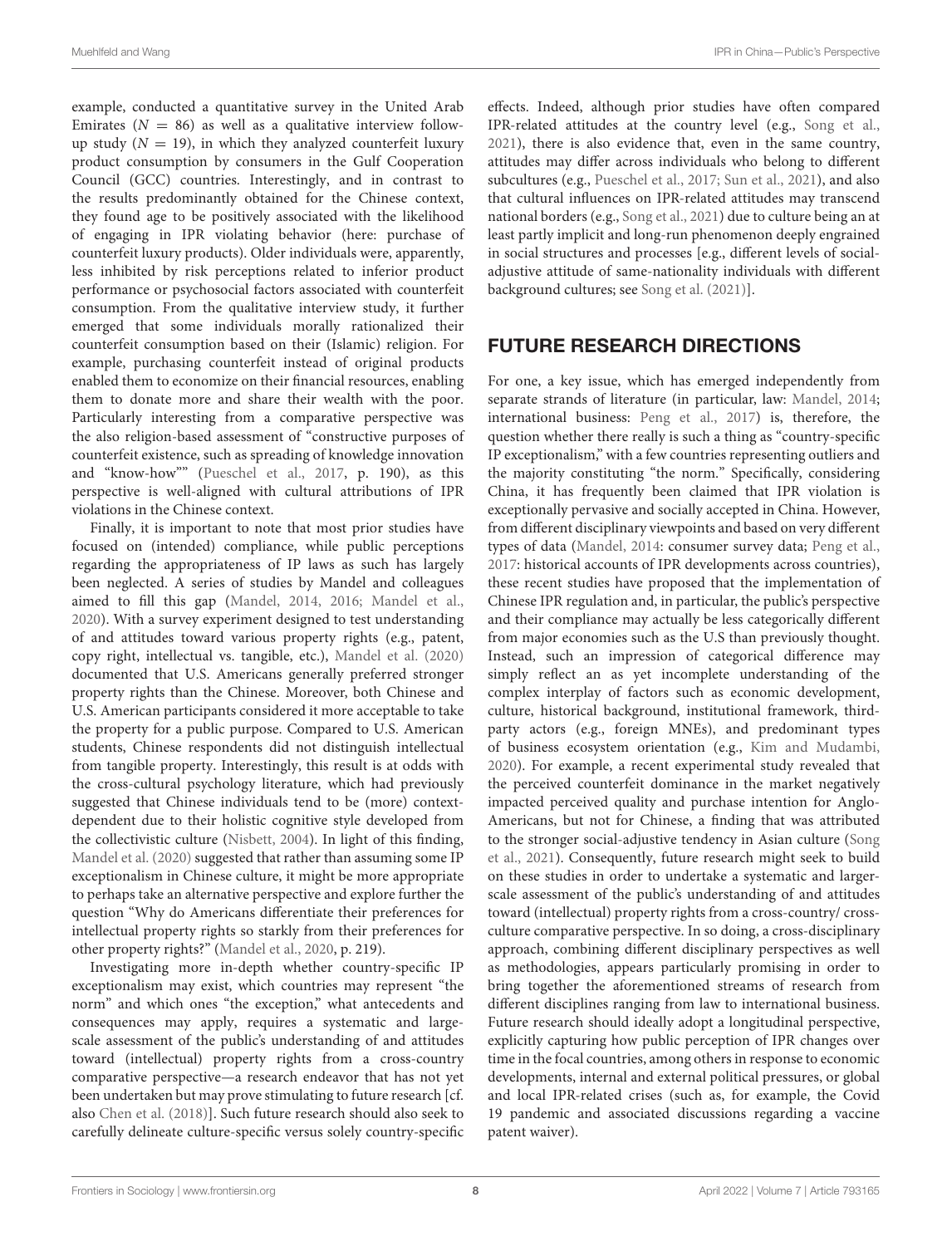example, conducted a quantitative survey in the United Arab Emirates ($N = 86$) as well as a qualitative interview follow-up study ($N = 19$), in which they analyzed counterfeit luxury product consumption by consumers in the Gulf Cooperation Council (GCC) countries. Interestingly, and in contrast to the results predominantly obtained for the Chinese context, they found age to be positively associated with the likelihood of engaging in IPR violating behavior (here: purchase of counterfeit luxury products). Older individuals were, apparently, less inhibited by risk perceptions related to inferior product performance or psychosocial factors associated with counterfeit consumption. From the qualitative interview study, it further emerged that some individuals morally rationalized their counterfeit consumption based on their (Islamic) religion. For example, purchasing counterfeit instead of original products enabled them to economize on their financial resources, enabling them to donate more and share their wealth with the poor. Particularly interesting from a comparative perspective was the also religion-based assessment of "constructive purposes of counterfeit existence, such as spreading of knowledge innovation and "know-how"" (Pueschel et al., 2017, p. 190), as this perspective is well-aligned with cultural attributions of IPR violations in the Chinese context.

Finally, it is important to note that most prior studies have focused on (intended) compliance, while public perceptions regarding the appropriateness of IP laws as such has largely been neglected. A series of studies by Mandel and colleagues aimed to fill this gap (Mandel, 2014, 2016; Mandel et al., 2020). With a survey experiment designed to test understanding of and attitudes toward various property rights (e.g., patent, copy right, intellectual vs. tangible, etc.), Mandel et al. (2020) documented that U.S. Americans generally preferred stronger property rights than the Chinese. Moreover, both Chinese and U.S. American participants considered it more acceptable to take the property for a public purpose. Compared to U.S. American students, Chinese respondents did not distinguish intellectual from tangible property. Interestingly, this result is at odds with the cross-cultural psychology literature, which had previously suggested that Chinese individuals tend to be (more) context-dependent due to their holistic cognitive style developed from the collectivistic culture (Nisbett, 2004). In light of this finding, Mandel et al. (2020) suggested that rather than assuming some IP exceptionalism in Chinese culture, it might be more appropriate to perhaps take an alternative perspective and explore further the question "Why do Americans differentiate their preferences for intellectual property rights so starkly from their preferences for other property rights?" (Mandel et al., 2020, p. 219).

Investigating more in-depth whether country-specific IP exceptionalism may exist, which countries may represent "the norm" and which ones "the exception," what antecedents and consequences may apply, requires a systematic and large-scale assessment of the public's understanding of and attitudes toward (intellectual) property rights from a cross-country comparative perspective—a research endeavor that has not yet been undertaken but may prove stimulating to future research [cf. also Chen et al. (2018)]. Such future research should also seek to carefully delineate culture-specific versus solely country-specific effects. Indeed, although prior studies have often compared IPR-related attitudes at the country level (e.g., Song et al., 2021), there is also evidence that, even in the same country, attitudes may differ across individuals who belong to different subcultures (e.g., Pueschel et al., 2017; Sun et al., 2021), and also that cultural influences on IPR-related attitudes may transcend national borders (e.g., Song et al., 2021) due to culture being an at least partly implicit and long-run phenomenon deeply engrained in social structures and processes [e.g., different levels of social-adjustive attitude of same-nationality individuals with different background cultures; see Song et al. (2021)].

## FUTURE RESEARCH DIRECTIONS

For one, a key issue, which has emerged independently from separate strands of literature (in particular, law: Mandel, 2014; international business: Peng et al., 2017) is, therefore, the question whether there really is such a thing as "country-specific IP exceptionalism," with a few countries representing outliers and the majority constituting "the norm." Specifically, considering China, it has frequently been claimed that IPR violation is exceptionally pervasive and socially accepted in China. However, from different disciplinary viewpoints and based on very different types of data (Mandel, 2014: consumer survey data; Peng et al., 2017: historical accounts of IPR developments across countries), these recent studies have proposed that the implementation of Chinese IPR regulation and, in particular, the public's perspective and their compliance may actually be less categorically different from major economies such as the U.S than previously thought. Instead, such an impression of categorical difference may simply reflect an as yet incomplete understanding of the complex interplay of factors such as economic development, culture, historical background, institutional framework, third-party actors (e.g., foreign MNEs), and predominant types of business ecosystem orientation (e.g., Kim and Mudambi, 2020). For example, a recent experimental study revealed that the perceived counterfeit dominance in the market negatively impacted perceived quality and purchase intention for Anglo-Americans, but not for Chinese, a finding that was attributed to the stronger social-adjustive tendency in Asian culture (Song et al., 2021). Consequently, future research might seek to build on these studies in order to undertake a systematic and larger-scale assessment of the public's understanding of and attitudes toward (intellectual) property rights from a cross-country/ cross-culture comparative perspective. In so doing, a cross-disciplinary approach, combining different disciplinary perspectives as well as methodologies, appears particularly promising in order to bring together the aforementioned streams of research from different disciplines ranging from law to international business. Future research should ideally adopt a longitudinal perspective, explicitly capturing how public perception of IPR changes over time in the focal countries, among others in response to economic developments, internal and external political pressures, or global and local IPR-related crises (such as, for example, the Covid 19 pandemic and associated discussions regarding a vaccine patent waiver).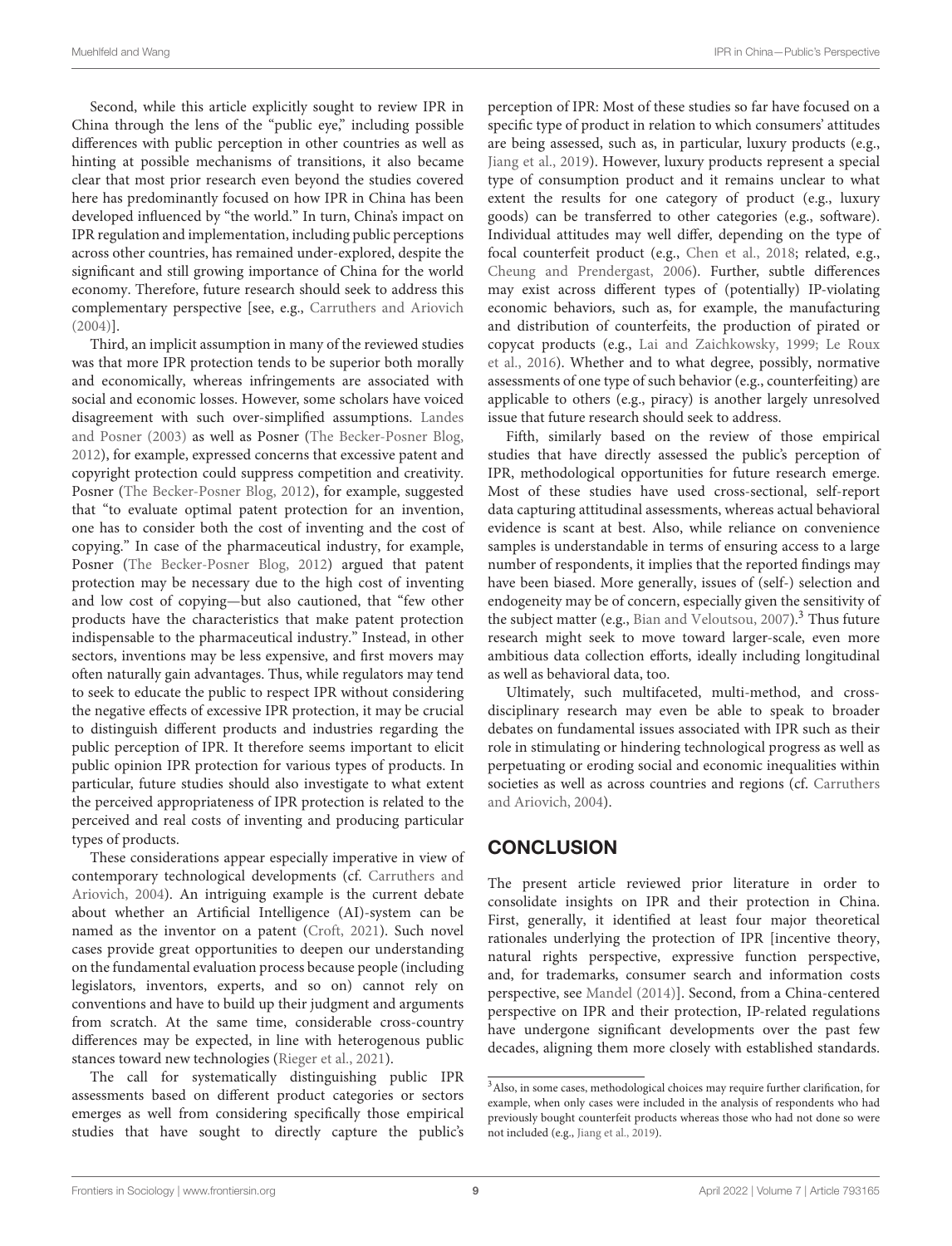Second, while this article explicitly sought to review IPR in China through the lens of the "public eye," including possible differences with public perception in other countries as well as hinting at possible mechanisms of transitions, it also became clear that most prior research even beyond the studies covered here has predominantly focused on how IPR in China has been developed influenced by "the world." In turn, China's impact on IPR regulation and implementation, including public perceptions across other countries, has remained under-explored, despite the significant and still growing importance of China for the world economy. Therefore, future research should seek to address this complementary perspective [see, e.g., Carruthers and Ariovich (2004)].

Third, an implicit assumption in many of the reviewed studies was that more IPR protection tends to be superior both morally and economically, whereas infringements are associated with social and economic losses. However, some scholars have voiced disagreement with such over-simplified assumptions. Landes and Posner (2003) as well as Posner (The Becker-Posner Blog, 2012), for example, expressed concerns that excessive patent and copyright protection could suppress competition and creativity. Posner (The Becker-Posner Blog, 2012), for example, suggested that "to evaluate optimal patent protection for an invention, one has to consider both the cost of inventing and the cost of copying." In case of the pharmaceutical industry, for example, Posner (The Becker-Posner Blog, 2012) argued that patent protection may be necessary due to the high cost of inventing and low cost of copying—but also cautioned, that "few other products have the characteristics that make patent protection indispensable to the pharmaceutical industry." Instead, in other sectors, inventions may be less expensive, and first movers may often naturally gain advantages. Thus, while regulators may tend to seek to educate the public to respect IPR without considering the negative effects of excessive IPR protection, it may be crucial to distinguish different products and industries regarding the public perception of IPR. It therefore seems important to elicit public opinion IPR protection for various types of products. In particular, future studies should also investigate to what extent the perceived appropriateness of IPR protection is related to the perceived and real costs of inventing and producing particular types of products.

These considerations appear especially imperative in view of contemporary technological developments (cf. Carruthers and Ariovich, 2004). An intriguing example is the current debate about whether an Artificial Intelligence (AI)-system can be named as the inventor on a patent (Croft, 2021). Such novel cases provide great opportunities to deepen our understanding on the fundamental evaluation process because people (including legislators, inventors, experts, and so on) cannot rely on conventions and have to build up their judgment and arguments from scratch. At the same time, considerable cross-country differences may be expected, in line with heterogenous public stances toward new technologies (Rieger et al., 2021).

The call for systematically distinguishing public IPR assessments based on different product categories or sectors emerges as well from considering specifically those empirical studies that have sought to directly capture the public's perception of IPR: Most of these studies so far have focused on a specific type of product in relation to which consumers' attitudes are being assessed, such as, in particular, luxury products (e.g., Jiang et al., 2019). However, luxury products represent a special type of consumption product and it remains unclear to what extent the results for one category of product (e.g., luxury goods) can be transferred to other categories (e.g., software). Individual attitudes may well differ, depending on the type of focal counterfeit product (e.g., Chen et al., 2018; related, e.g., Cheung and Prendergast, 2006). Further, subtle differences may exist across different types of (potentially) IP-violating economic behaviors, such as, for example, the manufacturing and distribution of counterfeits, the production of pirated or copycat products (e.g., Lai and Zaichkowsky, 1999; Le Roux et al., 2016). Whether and to what degree, possibly, normative assessments of one type of such behavior (e.g., counterfeiting) are applicable to others (e.g., piracy) is another largely unresolved issue that future research should seek to address.

Fifth, similarly based on the review of those empirical studies that have directly assessed the public's perception of IPR, methodological opportunities for future research emerge. Most of these studies have used cross-sectional, self-report data capturing attitudinal assessments, whereas actual behavioral evidence is scant at best. Also, while reliance on convenience samples is understandable in terms of ensuring access to a large number of respondents, it implies that the reported findings may have been biased. More generally, issues of (self-) selection and endogeneity may be of concern, especially given the sensitivity of the subject matter (e.g., Bian and Veloutsou, 2007).[3] Thus future research might seek to move toward larger-scale, even more ambitious data collection efforts, ideally including longitudinal as well as behavioral data, too.

Ultimately, such multifaceted, multi-method, and cross-disciplinary research may even be able to speak to broader debates on fundamental issues associated with IPR such as their role in stimulating or hindering technological progress as well as perpetuating or eroding social and economic inequalities within societies as well as across countries and regions (cf. Carruthers and Ariovich, 2004).

## CONCLUSION

The present article reviewed prior literature in order to consolidate insights on IPR and their protection in China. First, generally, it identified at least four major theoretical rationales underlying the protection of IPR [incentive theory, natural rights perspective, expressive function perspective, and, for trademarks, consumer search and information costs perspective, see Mandel (2014)]. Second, from a China-centered perspective on IPR and their protection, IP-related regulations have undergone significant developments over the past few decades, aligning them more closely with established standards.

[3] Also, in some cases, methodological choices may require further clarification, for example, when only cases were included in the analysis of respondents who had previously bought counterfeit products whereas those who had not done so were not included (e.g., Jiang et al., 2019).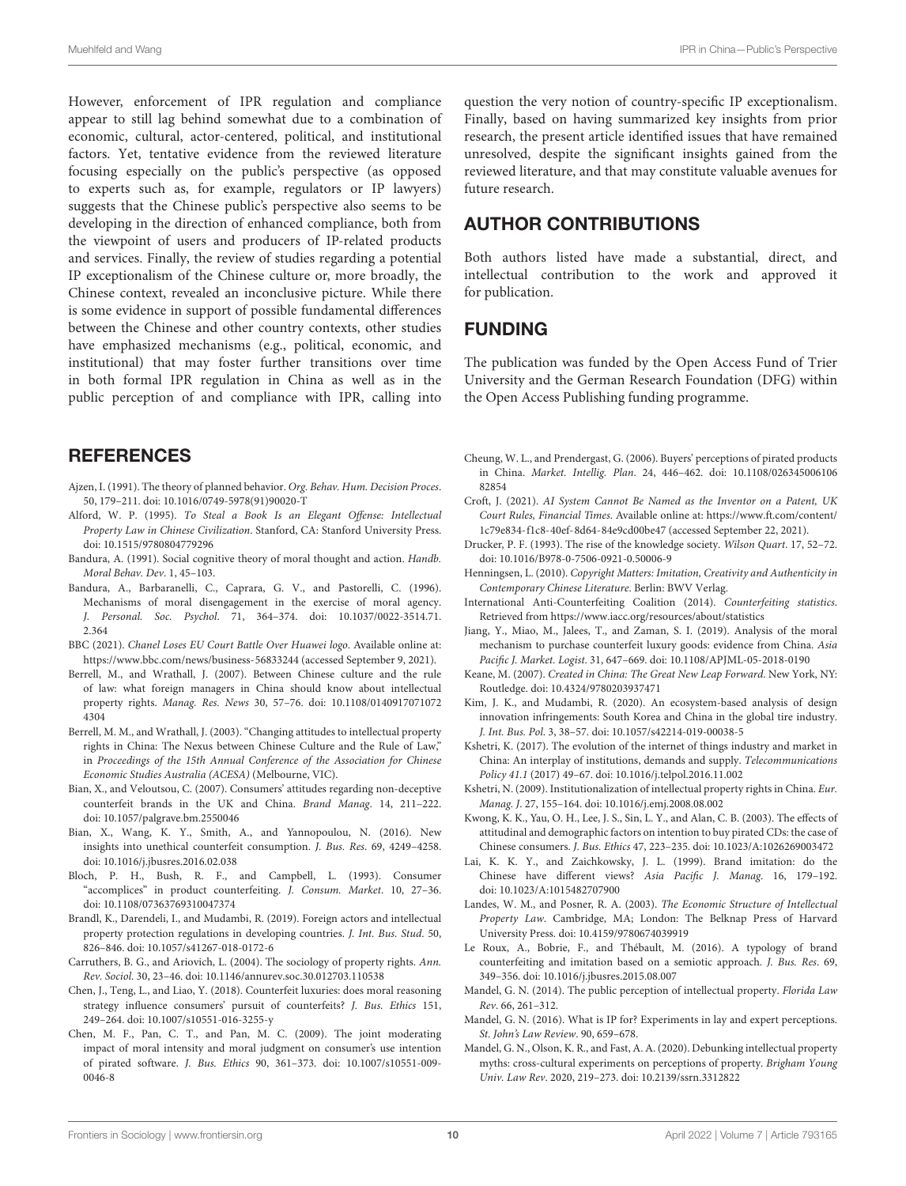However, enforcement of IPR regulation and compliance appear to still lag behind somewhat due to a combination of economic, cultural, actor-centered, political, and institutional factors. Yet, tentative evidence from the reviewed literature focusing especially on the public's perspective (as opposed to experts such as, for example, regulators or IP lawyers) suggests that the Chinese public's perspective also seems to be developing in the direction of enhanced compliance, both from the viewpoint of users and producers of IP-related products and services. Finally, the review of studies regarding a potential IP exceptionalism of the Chinese culture or, more broadly, the Chinese context, revealed an inconclusive picture. While there is some evidence in support of possible fundamental differences between the Chinese and other country contexts, other studies have emphasized mechanisms (e.g., political, economic, and institutional) that may foster further transitions over time in both formal IPR regulation in China as well as in the public perception of and compliance with IPR, calling into question the very notion of country-specific IP exceptionalism. Finally, based on having summarized key insights from prior research, the present article identified issues that have remained unresolved, despite the significant insights gained from the reviewed literature, and that may constitute valuable avenues for future research.

## AUTHOR CONTRIBUTIONS

Both authors listed have made a substantial, direct, and intellectual contribution to the work and approved it for publication.

## FUNDING

The publication was funded by the Open Access Fund of Trier University and the German Research Foundation (DFG) within the Open Access Publishing funding programme.

## REFERENCES

Ajzen, I. (1991). The theory of planned behavior. *Org. Behav. Hum. Decision Proces*. 50, 179–211. doi: 10.1016/0749-5978(91)90020-T

Alford, W. P. (1995). *To Steal a Book Is an Elegant Offense: Intellectual Property Law in Chinese Civilization*. Stanford, CA: Stanford University Press. doi: 10.1515/9780804779296

Bandura, A. (1991). Social cognitive theory of moral thought and action. *Handb. Moral Behav. Dev*. 1, 45–103.

Bandura, A., Barbaranelli, C., Caprara, G. V., and Pastorelli, C. (1996). Mechanisms of moral disengagement in the exercise of moral agency. *J. Personal. Soc. Psychol*. 71, 364–374. doi: 10.1037/0022-3514.71.2.364

BBC (2021). *Chanel Loses EU Court Battle Over Huawei logo*. Available online at: https://www.bbc.com/news/business-56833244 (accessed September 9, 2021).

Berrell, M., and Wrathall, J. (2007). Between Chinese culture and the rule of law: what foreign managers in China should know about intellectual property rights. *Manag. Res. News* 30, 57–76. doi: 10.1108/01409170710724304

Berrell, M. M., and Wrathall, J. (2003). "Changing attitudes to intellectual property rights in China: The Nexus between Chinese Culture and the Rule of Law," in *Proceedings of the 15th Annual Conference of the Association for Chinese Economic Studies Australia (ACESA)* (Melbourne, VIC).

Bian, X., and Veloutsou, C. (2007). Consumers' attitudes regarding non-deceptive counterfeit brands in the UK and China. *Brand Manag*. 14, 211–222. doi: 10.1057/palgrave.bm.2550046

Bian, X., Wang, K. Y., Smith, A., and Yannopoulou, N. (2016). New insights into unethical counterfeit consumption. *J. Bus. Res*. 69, 4249–4258. doi: 10.1016/j.jbusres.2016.02.038

Bloch, P. H., Bush, R. F., and Campbell, L. (1993). Consumer "accomplices" in product counterfeiting. *J. Consum. Market*. 10, 27–36. doi: 10.1108/07363769310047374

Brandl, K., Darendeli, I., and Mudambi, R. (2019). Foreign actors and intellectual property protection regulations in developing countries. *J. Int. Bus. Stud*. 50, 826–846. doi: 10.1057/s41267-018-0172-6

Carruthers, B. G., and Ariovich, L. (2004). The sociology of property rights. *Ann. Rev. Sociol*. 30, 23–46. doi: 10.1146/annurev.soc.30.012703.110538

Chen, J., Teng, L., and Liao, Y. (2018). Counterfeit luxuries: does moral reasoning strategy influence consumers' pursuit of counterfeits? *J. Bus. Ethics* 151, 249–264. doi: 10.1007/s10551-016-3255-y

Chen, M. F., Pan, C. T., and Pan, M. C. (2009). The joint moderating impact of moral intensity and moral judgment on consumer's use intention of pirated software. *J. Bus. Ethics* 90, 361–373. doi: 10.1007/s10551-009-0046-8

Cheung, W. L., and Prendergast, G. (2006). Buyers' perceptions of pirated products in China. *Market. Intellig. Plan*. 24, 446–462. doi: 10.1108/02634500610682854

Croft, J. (2021). *AI System Cannot Be Named as the Inventor on a Patent, UK Court Rules, Financial Times*. Available online at: https://www.ft.com/content/1c79e834-f1c8-40ef-8d64-84e9cd00be47 (accessed September 22, 2021).

Drucker, P. F. (1993). The rise of the knowledge society. *Wilson Quart*. 17, 52–72. doi: 10.1016/B978-0-7506-0921-0.50006-9

Henningsen, L. (2010). *Copyright Matters: Imitation, Creativity and Authenticity in Contemporary Chinese Literature*. Berlin: BWV Verlag.

International Anti-Counterfeiting Coalition (2014). *Counterfeiting statistics*. Retrieved from https://www.iacc.org/resources/about/statistics

Jiang, Y., Miao, M., Jalees, T., and Zaman, S. I. (2019). Analysis of the moral mechanism to purchase counterfeit luxury goods: evidence from China. *Asia Pacific J. Market. Logist*. 31, 647–669. doi: 10.1108/APJML-05-2018-0190

Keane, M. (2007). *Created in China: The Great New Leap Forward*. New York, NY: Routledge. doi: 10.4324/9780203937471

Kim, J. K., and Mudambi, R. (2020). An ecosystem-based analysis of design innovation infringements: South Korea and China in the global tire industry. *J. Int. Bus. Pol*. 3, 38–57. doi: 10.1057/s42214-019-00038-5

Kshetri, K. (2017). The evolution of the internet of things industry and market in China: An interplay of institutions, demands and supply. *Telecommunications Policy 41.1* (2017) 49–67. doi: 10.1016/j.telpol.2016.11.002

Kshetri, N. (2009). Institutionalization of intellectual property rights in China. *Eur. Manag. J*. 27, 155–164. doi: 10.1016/j.emj.2008.08.002

Kwong, K. K., Yau, O. H., Lee, J. S., Sin, L. Y., and Alan, C. B. (2003). The effects of attitudinal and demographic factors on intention to buy pirated CDs: the case of Chinese consumers. *J. Bus. Ethics* 47, 223–235. doi: 10.1023/A:1026269003472

Lai, K. K. Y., and Zaichkowsky, J. L. (1999). Brand imitation: do the Chinese have different views? *Asia Pacific J. Manag*. 16, 179–192. doi: 10.1023/A:1015482707900

Landes, W. M., and Posner, R. A. (2003). *The Economic Structure of Intellectual Property Law*. Cambridge, MA; London: The Belknap Press of Harvard University Press. doi: 10.4159/9780674039919

Le Roux, A., Bobrie, F., and Thébault, M. (2016). A typology of brand counterfeiting and imitation based on a semiotic approach. *J. Bus. Res*. 69, 349–356. doi: 10.1016/j.jbusres.2015.08.007

Mandel, G. N. (2014). The public perception of intellectual property. *Florida Law Rev*. 66, 261–312.

Mandel, G. N. (2016). What is IP for? Experiments in lay and expert perceptions. *St. John's Law Review*. 90, 659–678.

Mandel, G. N., Olson, K. R., and Fast, A. A. (2020). Debunking intellectual property myths: cross-cultural experiments on perceptions of property. *Brigham Young Univ. Law Rev*. 2020, 219–273. doi: 10.2139/ssrn.3312822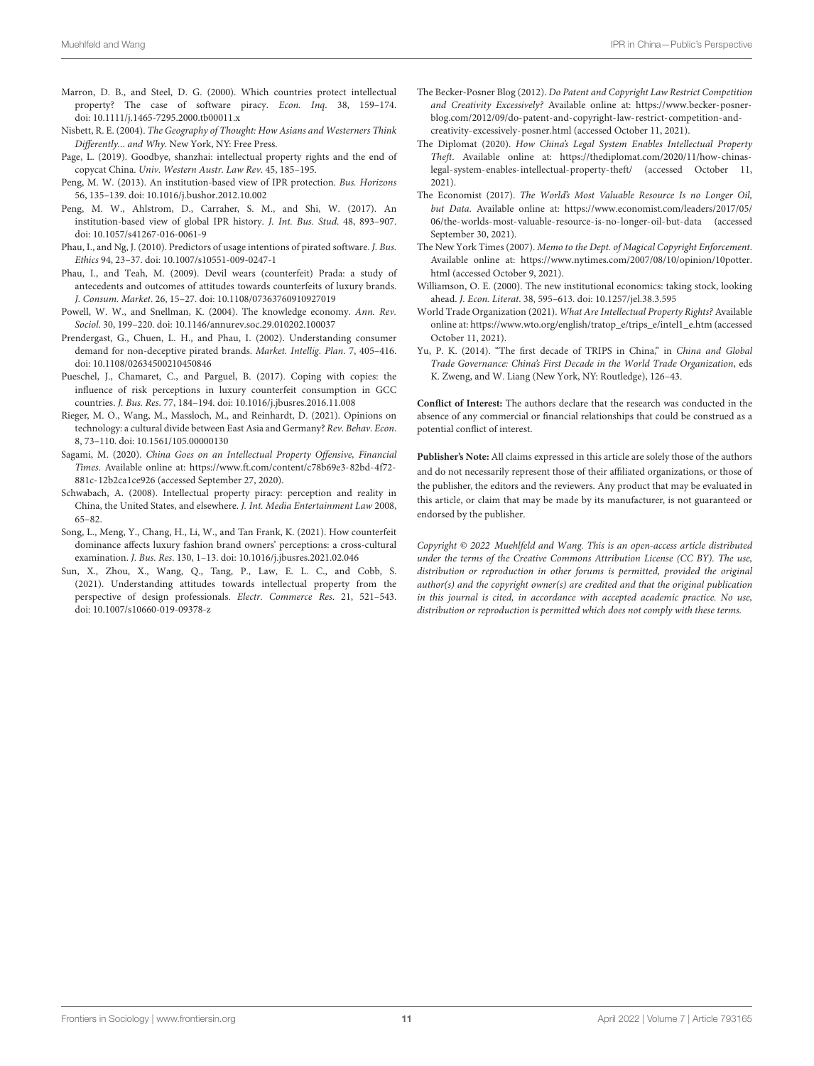Marron, D. B., and Steel, D. G. (2000). Which countries protect intellectual property? The case of software piracy. *Econ. Inq.* 38, 159–174. doi: 10.1111/j.1465-7295.2000.tb00011.x

Nisbett, R. E. (2004). *The Geography of Thought: How Asians and Westerners Think Differently... and Why*. New York, NY: Free Press.

Page, L. (2019). Goodbye, shanzhai: intellectual property rights and the end of copycat China. *Univ. Western Austr. Law Rev.* 45, 185–195.

Peng, M. W. (2013). An institution-based view of IPR protection. *Bus. Horizons* 56, 135–139. doi: 10.1016/j.bushor.2012.10.002

Peng, M. W., Ahlstrom, D., Carraher, S. M., and Shi, W. (2017). An institution-based view of global IPR history. *J. Int. Bus. Stud.* 48, 893–907. doi: 10.1057/s41267-016-0061-9

Phau, I., and Ng, J. (2010). Predictors of usage intentions of pirated software. *J. Bus. Ethics* 94, 23–37. doi: 10.1007/s10551-009-0247-1

Phau, I., and Teah, M. (2009). Devil wears (counterfeit) Prada: a study of antecedents and outcomes of attitudes towards counterfeits of luxury brands. *J. Consum. Market.* 26, 15–27. doi: 10.1108/07363760910927019

Powell, W. W., and Snellman, K. (2004). The knowledge economy. *Ann. Rev. Sociol.* 30, 199–220. doi: 10.1146/annurev.soc.29.010202.100037

Prendergast, G., Chuen, L. H., and Phau, I. (2002). Understanding consumer demand for non-deceptive pirated brands. *Market. Intellig. Plan.* 7, 405–416. doi: 10.1108/02634500210450846

Pueschel, J., Chamaret, C., and Parguel, B. (2017). Coping with copies: the influence of risk perceptions in luxury counterfeit consumption in GCC countries. *J. Bus. Res.* 77, 184–194. doi: 10.1016/j.jbusres.2016.11.008

Rieger, M. O., Wang, M., Massloch, M., and Reinhardt, D. (2021). Opinions on technology: a cultural divide between East Asia and Germany? *Rev. Behav. Econ.* 8, 73–110. doi: 10.1561/105.00000130

Sagami, M. (2020). *China Goes on an Intellectual Property Offensive, Financial Times*. Available online at: https://www.ft.com/content/c78b69e3-82bd-4f72-881c-12b2ca1ce926 (accessed September 27, 2020).

Schwabach, A. (2008). Intellectual property piracy: perception and reality in China, the United States, and elsewhere. *J. Int. Media Entertainment Law* 2008, 65–82.

Song, L., Meng, Y., Chang, H., Li, W., and Tan Frank, K. (2021). How counterfeit dominance affects luxury fashion brand owners' perceptions: a cross-cultural examination. *J. Bus. Res.* 130, 1–13. doi: 10.1016/j.jbusres.2021.02.046

Sun, X., Zhou, X., Wang, Q., Tang, P., Law, E. L. C., and Cobb, S. (2021). Understanding attitudes towards intellectual property from the perspective of design professionals. *Electr. Commerce Res.* 21, 521–543. doi: 10.1007/s10660-019-09378-z

The Becker-Posner Blog (2012). *Do Patent and Copyright Law Restrict Competition and Creativity Excessively?* Available online at: https://www.becker-posner-blog.com/2012/09/do-patent-and-copyright-law-restrict-competition-and-creativity-excessively-posner.html (accessed October 11, 2021).

The Diplomat (2020). *How China's Legal System Enables Intellectual Property Theft*. Available online at: https://thediplomat.com/2020/11/how-chinas-legal-system-enables-intellectual-property-theft/ (accessed October 11, 2021).

The Economist (2017). *The World's Most Valuable Resource Is no Longer Oil, but Data*. Available online at: https://www.economist.com/leaders/2017/05/06/the-worlds-most-valuable-resource-is-no-longer-oil-but-data (accessed September 30, 2021).

The New York Times (2007). *Memo to the Dept. of Magical Copyright Enforcement*. Available online at: https://www.nytimes.com/2007/08/10/opinion/10potter.html (accessed October 9, 2021).

Williamson, O. E. (2000). The new institutional economics: taking stock, looking ahead. *J. Econ. Literat.* 38, 595–613. doi: 10.1257/jel.38.3.595

World Trade Organization (2021). *What Are Intellectual Property Rights?* Available online at: https://www.wto.org/english/tratop_e/trips_e/intel1_e.htm (accessed October 11, 2021).

Yu, P. K. (2014). "The first decade of TRIPS in China," in *China and Global Trade Governance: China's First Decade in the World Trade Organization*, eds K. Zweng, and W. Liang (New York, NY: Routledge), 126–43.

**Conflict of Interest:** The authors declare that the research was conducted in the absence of any commercial or financial relationships that could be construed as a potential conflict of interest.

**Publisher's Note:** All claims expressed in this article are solely those of the authors and do not necessarily represent those of their affiliated organizations, or those of the publisher, the editors and the reviewers. Any product that may be evaluated in this article, or claim that may be made by its manufacturer, is not guaranteed or endorsed by the publisher.

*Copyright © 2022 Muehlfeld and Wang. This is an open-access article distributed under the terms of the Creative Commons Attribution License (CC BY). The use, distribution or reproduction in other forums is permitted, provided the original author(s) and the copyright owner(s) are credited and that the original publication in this journal is cited, in accordance with accepted academic practice. No use, distribution or reproduction is permitted which does not comply with these terms.*